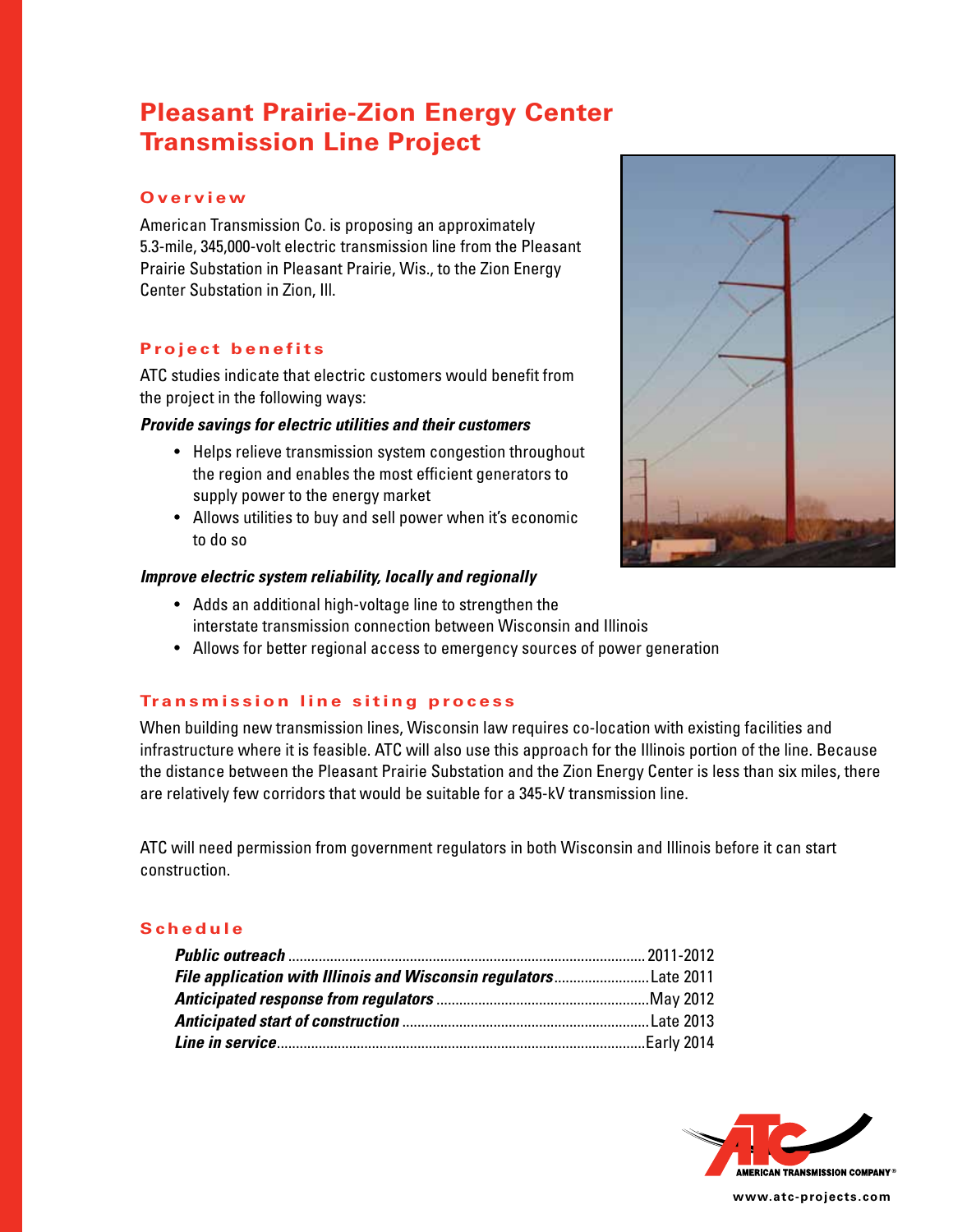# Pleasant Prairie-Zion Energy Center Transmission Line Project

## Overview

American Transmission Co. is proposing an approximately 5.3-mile, 345,000-volt electric transmission line from the Pleasant Prairie Substation in Pleasant Prairie, Wis., to the Zion Energy Center Substation in Zion, Ill.

## Project benefits

ATC studies indicate that electric customers would benefit from the project in the following ways:

***Provide savings for electric utilities and their customers***

- Helps relieve transmission system congestion throughout the region and enables the most efficient generators to supply power to the energy market
- Allows utilities to buy and sell power when it's economic to do so

***Improve electric system reliability, locally and regionally***

- Adds an additional high-voltage line to strengthen the interstate transmission connection between Wisconsin and Illinois
- Allows for better regional access to emergency sources of power generation

## Transmission line siting process

When building new transmission lines, Wisconsin law requires co-location with existing facilities and infrastructure where it is feasible. ATC will also use this approach for the Illinois portion of the line. Because the distance between the Pleasant Prairie Substation and the Zion Energy Center is less than six miles, there are relatively few corridors that would be suitable for a 345-kV transmission line.

ATC will need permission from government regulators in both Wisconsin and Illinois before it can start construction.

## Schedule

| | |
|---|---|
| ***Public outreach*** | 2011-2012 |
| ***File application with Illinois and Wisconsin regulators*** | Late 2011 |
| ***Anticipated response from regulators*** | May 2012 |
| ***Anticipated start of construction*** | Late 2013 |
| ***Line in service*** | Early 2014 |

AMERICAN TRANSMISSION COMPANY®

www.atc-projects.com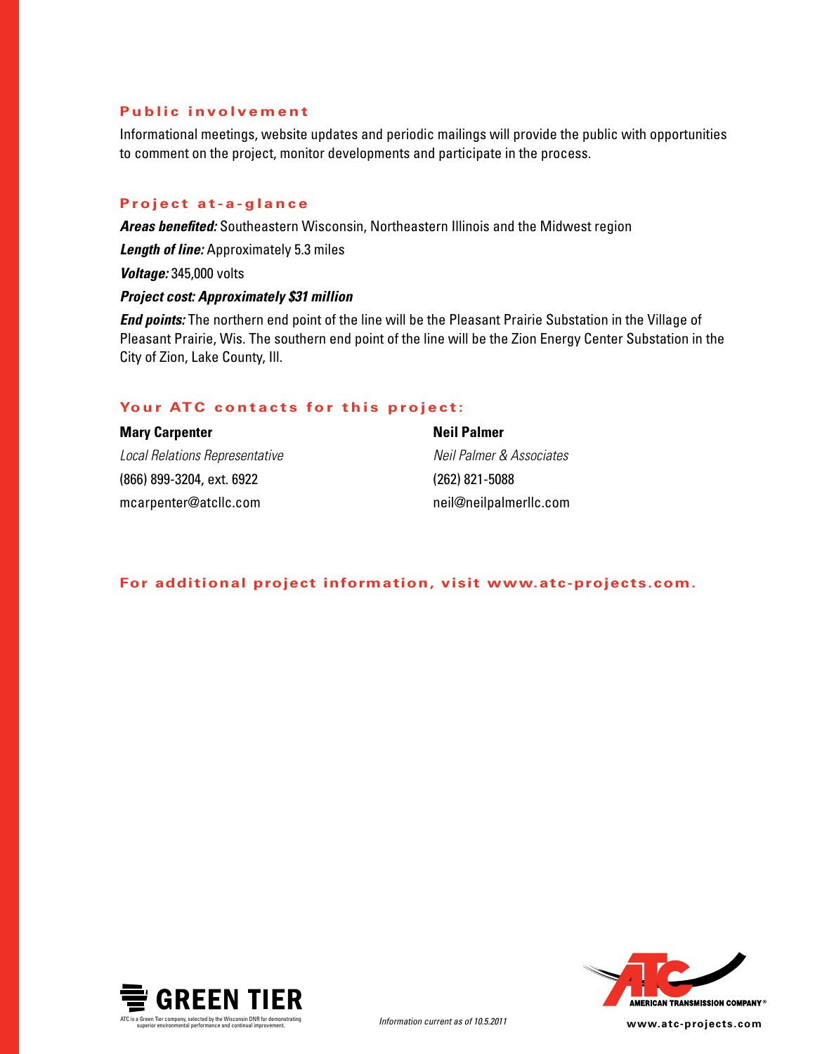## Public involvement

Informational meetings, website updates and periodic mailings will provide the public with opportunities to comment on the project, monitor developments and participate in the process.

## Project at-a-glance

***Areas benefited:*** Southeastern Wisconsin, Northeastern Illinois and the Midwest region

***Length of line:*** Approximately 5.3 miles

***Voltage:*** 345,000 volts

***Project cost: Approximately $31 million***

***End points:*** The northern end point of the line will be the Pleasant Prairie Substation in the Village of Pleasant Prairie, Wis. The southern end point of the line will be the Zion Energy Center Substation in the City of Zion, Lake County, Ill.

## Your ATC contacts for this project:

**Mary Carpenter**
*Local Relations Representative*
(866) 899-3204, ext. 6922
mcarpenter@atcllc.com

**Neil Palmer**
*Neil Palmer & Associates*
(262) 821-5088
neil@neilpalmerllc.com

**For additional project information, visit www.atc-projects.com.**

GREEN TIER

ATC is a Green Tier company, selected by the Wisconsin DNR for demonstrating superior environmental performance and continual improvement.

*Information current as of 10.5.2011*

AMERICAN TRANSMISSION COMPANY®

www.atc-projects.com